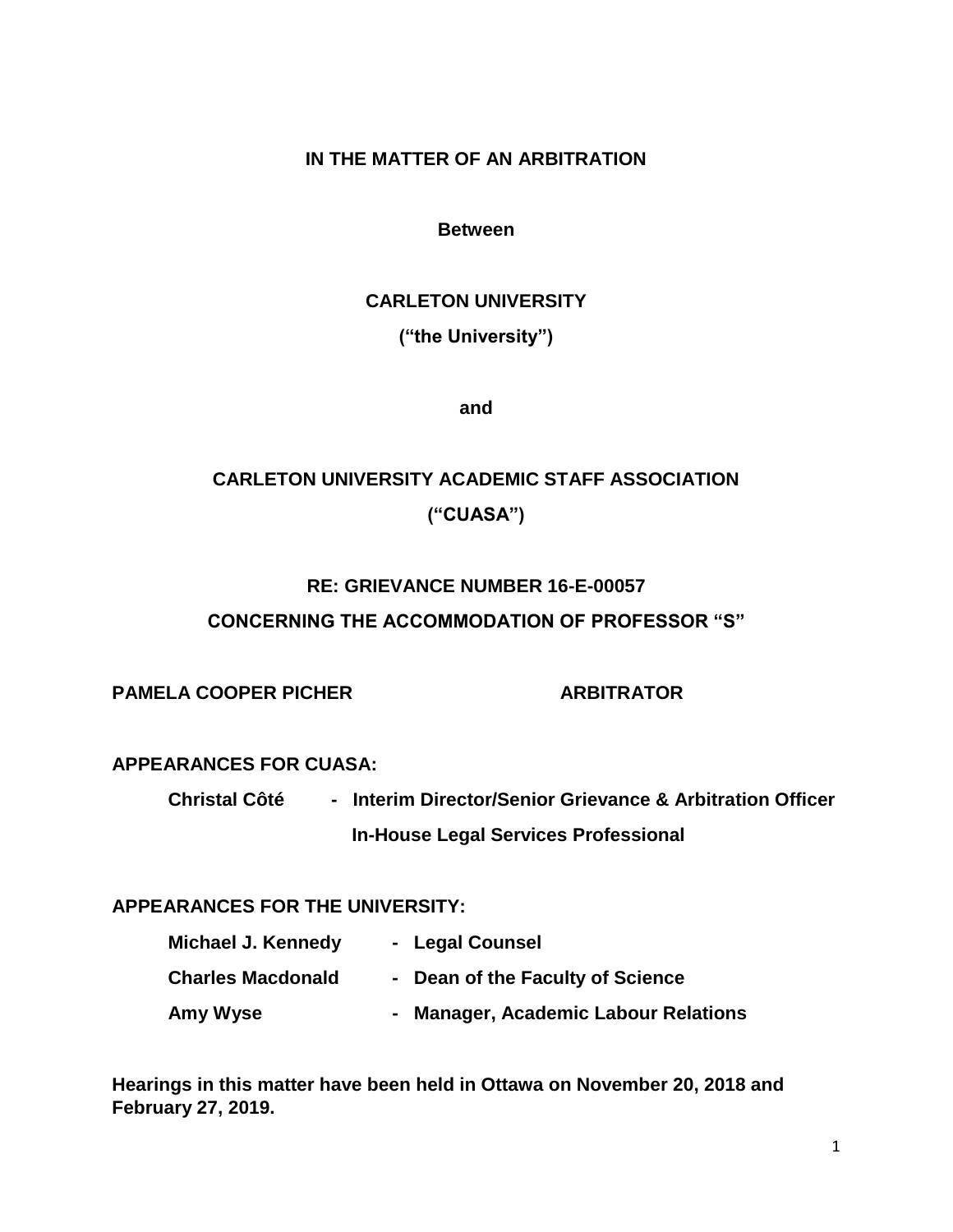**IN THE MATTER OF AN ARBITRATION**

**Between**

**CARLETON UNIVERSITY**

**("the University")**

**and**

**CARLETON UNIVERSITY ACADEMIC STAFF ASSOCIATION**

**("CUASA")**

**RE: GRIEVANCE NUMBER 16-E-00057**

**CONCERNING THE ACCOMMODATION OF PROFESSOR "S"**

**PAMELA COOPER PICHER ARBITRATOR**

**APPEARANCES FOR CUASA:**

**Christal Côté - Interim Director/Senior Grievance & Arbitration Officer**
**In-House Legal Services Professional**

**APPEARANCES FOR THE UNIVERSITY:**

| | |
|---|---|
| **Michael J. Kennedy** | **- Legal Counsel** |
| **Charles Macdonald** | **- Dean of the Faculty of Science** |
| **Amy Wyse** | **- Manager, Academic Labour Relations** |

**Hearings in this matter have been held in Ottawa on November 20, 2018 and February 27, 2019.**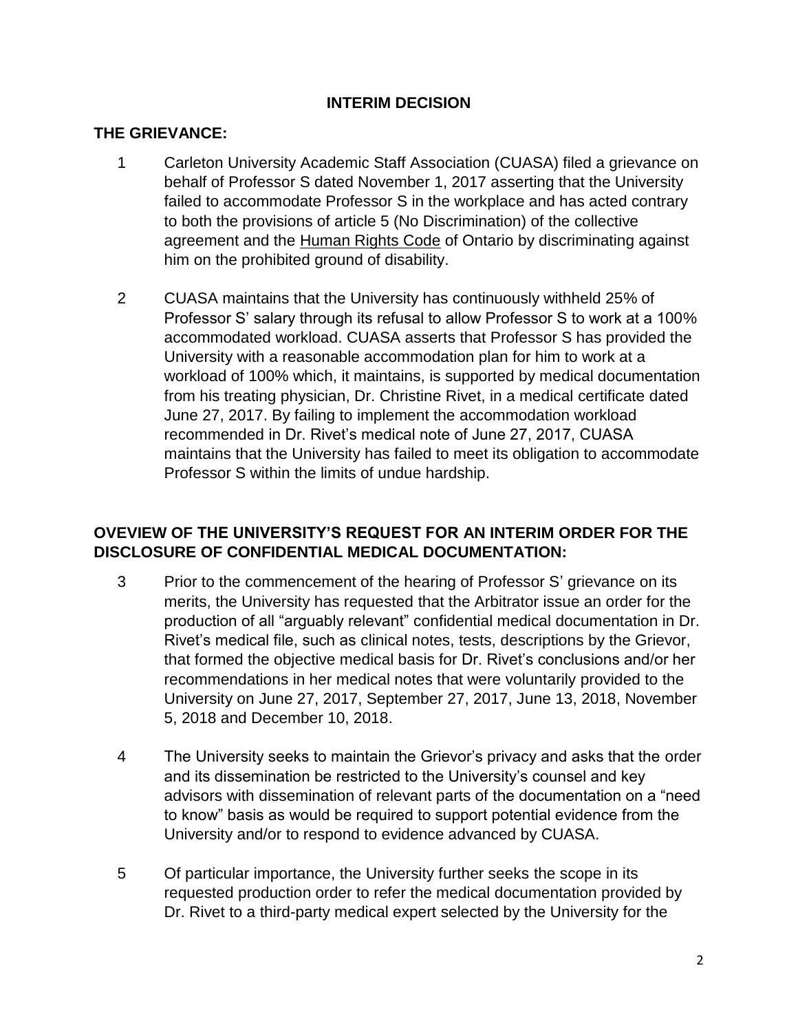## INTERIM DECISION

### THE GRIEVANCE:

1 Carleton University Academic Staff Association (CUASA) filed a grievance on behalf of Professor S dated November 1, 2017 asserting that the University failed to accommodate Professor S in the workplace and has acted contrary to both the provisions of article 5 (No Discrimination) of the collective agreement and the Human Rights Code of Ontario by discriminating against him on the prohibited ground of disability.

2 CUASA maintains that the University has continuously withheld 25% of Professor S' salary through its refusal to allow Professor S to work at a 100% accommodated workload. CUASA asserts that Professor S has provided the University with a reasonable accommodation plan for him to work at a workload of 100% which, it maintains, is supported by medical documentation from his treating physician, Dr. Christine Rivet, in a medical certificate dated June 27, 2017. By failing to implement the accommodation workload recommended in Dr. Rivet's medical note of June 27, 2017, CUASA maintains that the University has failed to meet its obligation to accommodate Professor S within the limits of undue hardship.

### OVEVIEW OF THE UNIVERSITY'S REQUEST FOR AN INTERIM ORDER FOR THE DISCLOSURE OF CONFIDENTIAL MEDICAL DOCUMENTATION:

3 Prior to the commencement of the hearing of Professor S' grievance on its merits, the University has requested that the Arbitrator issue an order for the production of all "arguably relevant" confidential medical documentation in Dr. Rivet's medical file, such as clinical notes, tests, descriptions by the Grievor, that formed the objective medical basis for Dr. Rivet's conclusions and/or her recommendations in her medical notes that were voluntarily provided to the University on June 27, 2017, September 27, 2017, June 13, 2018, November 5, 2018 and December 10, 2018.

4 The University seeks to maintain the Grievor's privacy and asks that the order and its dissemination be restricted to the University's counsel and key advisors with dissemination of relevant parts of the documentation on a "need to know" basis as would be required to support potential evidence from the University and/or to respond to evidence advanced by CUASA.

5 Of particular importance, the University further seeks the scope in its requested production order to refer the medical documentation provided by Dr. Rivet to a third-party medical expert selected by the University for the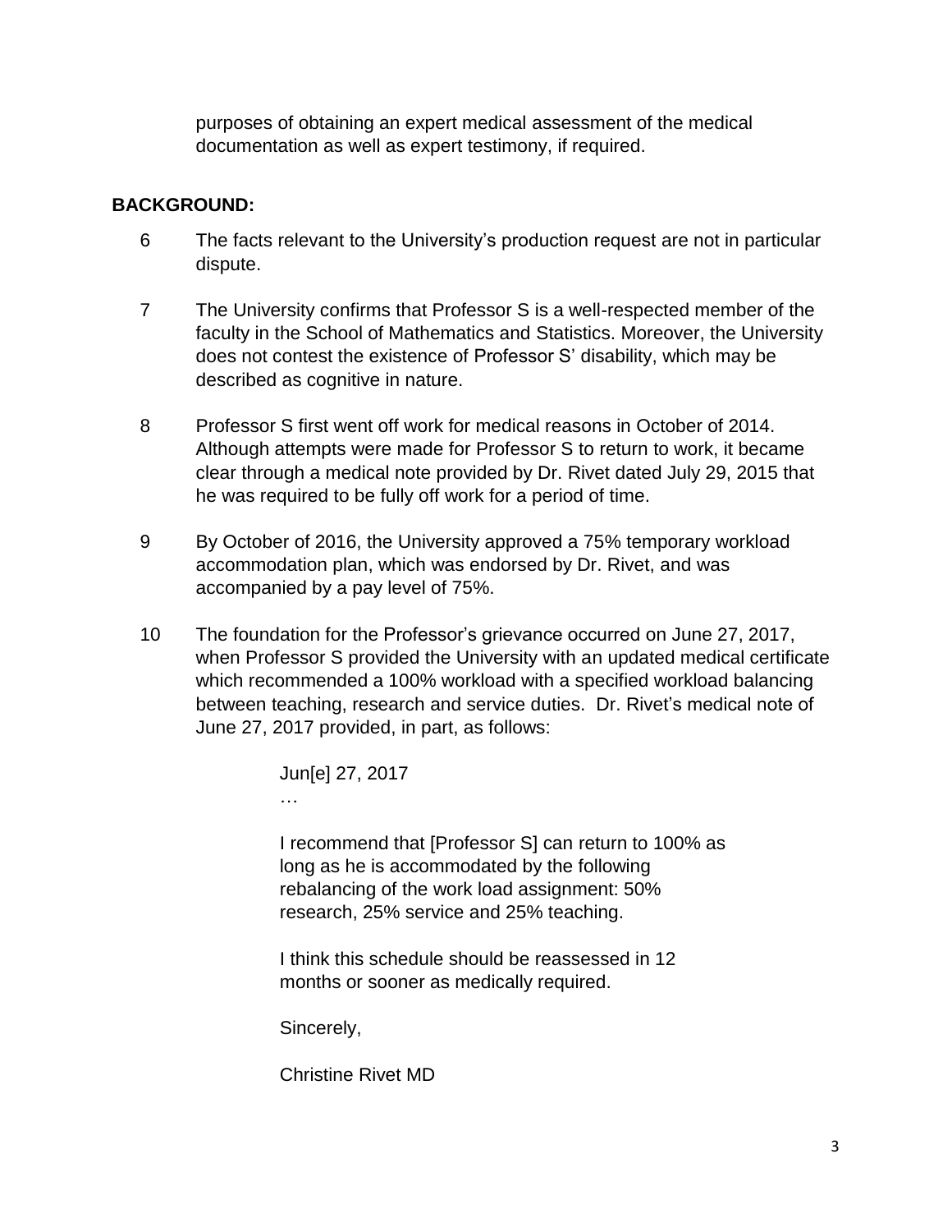purposes of obtaining an expert medical assessment of the medical documentation as well as expert testimony, if required.

**BACKGROUND:**

6 The facts relevant to the University's production request are not in particular dispute.

7 The University confirms that Professor S is a well-respected member of the faculty in the School of Mathematics and Statistics. Moreover, the University does not contest the existence of Professor S' disability, which may be described as cognitive in nature.

8 Professor S first went off work for medical reasons in October of 2014. Although attempts were made for Professor S to return to work, it became clear through a medical note provided by Dr. Rivet dated July 29, 2015 that he was required to be fully off work for a period of time.

9 By October of 2016, the University approved a 75% temporary workload accommodation plan, which was endorsed by Dr. Rivet, and was accompanied by a pay level of 75%.

10 The foundation for the Professor's grievance occurred on June 27, 2017, when Professor S provided the University with an updated medical certificate which recommended a 100% workload with a specified workload balancing between teaching, research and service duties. Dr. Rivet's medical note of June 27, 2017 provided, in part, as follows:

> Jun[e] 27, 2017
>
> …
>
> I recommend that [Professor S] can return to 100% as long as he is accommodated by the following rebalancing of the work load assignment: 50% research, 25% service and 25% teaching.
>
> I think this schedule should be reassessed in 12 months or sooner as medically required.
>
> Sincerely,
>
> Christine Rivet MD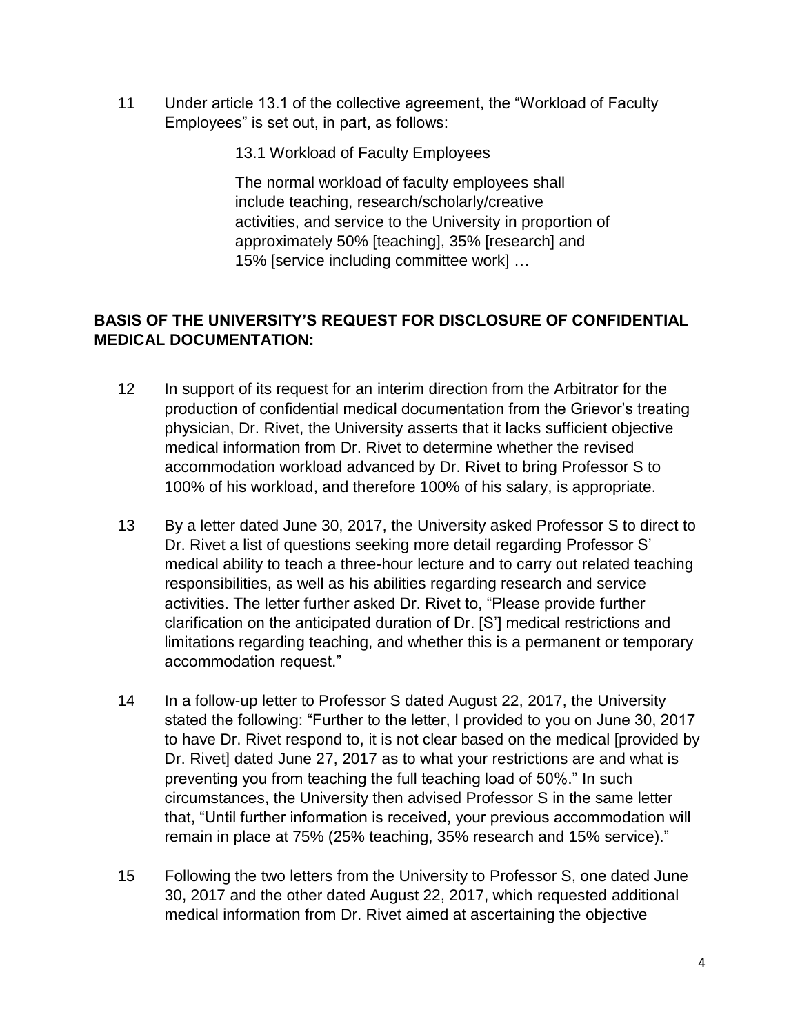11 Under article 13.1 of the collective agreement, the "Workload of Faculty Employees" is set out, in part, as follows:

> 13.1 Workload of Faculty Employees
>
> The normal workload of faculty employees shall include teaching, research/scholarly/creative activities, and service to the University in proportion of approximately 50% [teaching], 35% [research] and 15% [service including committee work] …

## BASIS OF THE UNIVERSITY'S REQUEST FOR DISCLOSURE OF CONFIDENTIAL MEDICAL DOCUMENTATION:

12 In support of its request for an interim direction from the Arbitrator for the production of confidential medical documentation from the Grievor's treating physician, Dr. Rivet, the University asserts that it lacks sufficient objective medical information from Dr. Rivet to determine whether the revised accommodation workload advanced by Dr. Rivet to bring Professor S to 100% of his workload, and therefore 100% of his salary, is appropriate.

13 By a letter dated June 30, 2017, the University asked Professor S to direct to Dr. Rivet a list of questions seeking more detail regarding Professor S' medical ability to teach a three-hour lecture and to carry out related teaching responsibilities, as well as his abilities regarding research and service activities. The letter further asked Dr. Rivet to, "Please provide further clarification on the anticipated duration of Dr. [S'] medical restrictions and limitations regarding teaching, and whether this is a permanent or temporary accommodation request."

14 In a follow-up letter to Professor S dated August 22, 2017, the University stated the following: "Further to the letter, I provided to you on June 30, 2017 to have Dr. Rivet respond to, it is not clear based on the medical [provided by Dr. Rivet] dated June 27, 2017 as to what your restrictions are and what is preventing you from teaching the full teaching load of 50%." In such circumstances, the University then advised Professor S in the same letter that, "Until further information is received, your previous accommodation will remain in place at 75% (25% teaching, 35% research and 15% service)."

15 Following the two letters from the University to Professor S, one dated June 30, 2017 and the other dated August 22, 2017, which requested additional medical information from Dr. Rivet aimed at ascertaining the objective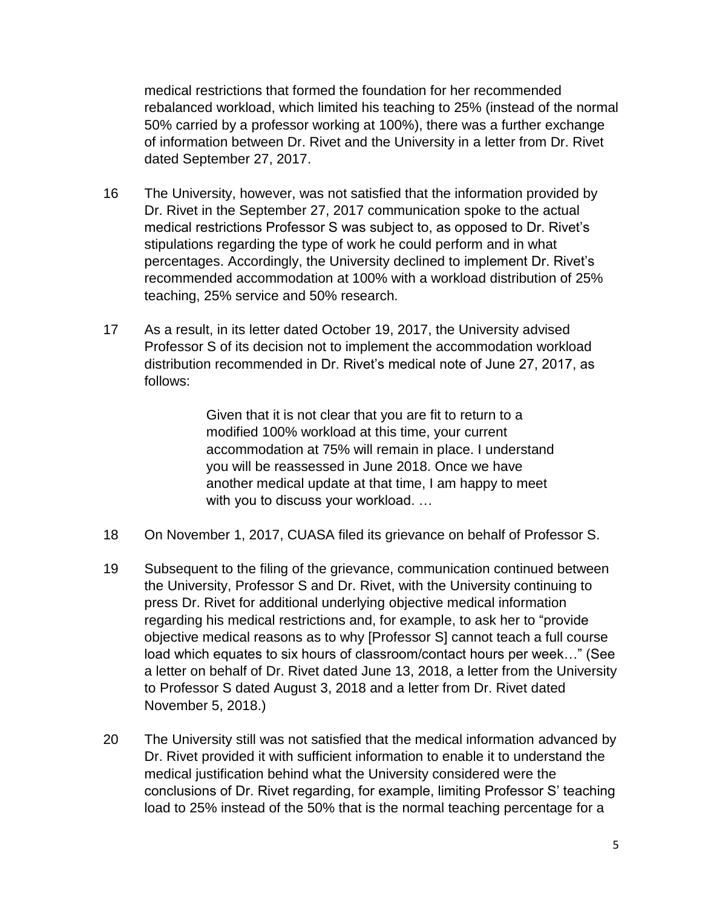medical restrictions that formed the foundation for her recommended rebalanced workload, which limited his teaching to 25% (instead of the normal 50% carried by a professor working at 100%), there was a further exchange of information between Dr. Rivet and the University in a letter from Dr. Rivet dated September 27, 2017.

16 The University, however, was not satisfied that the information provided by Dr. Rivet in the September 27, 2017 communication spoke to the actual medical restrictions Professor S was subject to, as opposed to Dr. Rivet's stipulations regarding the type of work he could perform and in what percentages. Accordingly, the University declined to implement Dr. Rivet's recommended accommodation at 100% with a workload distribution of 25% teaching, 25% service and 50% research.

17 As a result, in its letter dated October 19, 2017, the University advised Professor S of its decision not to implement the accommodation workload distribution recommended in Dr. Rivet's medical note of June 27, 2017, as follows:

> Given that it is not clear that you are fit to return to a modified 100% workload at this time, your current accommodation at 75% will remain in place. I understand you will be reassessed in June 2018. Once we have another medical update at that time, I am happy to meet with you to discuss your workload. …

18 On November 1, 2017, CUASA filed its grievance on behalf of Professor S.

19 Subsequent to the filing of the grievance, communication continued between the University, Professor S and Dr. Rivet, with the University continuing to press Dr. Rivet for additional underlying objective medical information regarding his medical restrictions and, for example, to ask her to "provide objective medical reasons as to why [Professor S] cannot teach a full course load which equates to six hours of classroom/contact hours per week…" (See a letter on behalf of Dr. Rivet dated June 13, 2018, a letter from the University to Professor S dated August 3, 2018 and a letter from Dr. Rivet dated November 5, 2018.)

20 The University still was not satisfied that the medical information advanced by Dr. Rivet provided it with sufficient information to enable it to understand the medical justification behind what the University considered were the conclusions of Dr. Rivet regarding, for example, limiting Professor S' teaching load to 25% instead of the 50% that is the normal teaching percentage for a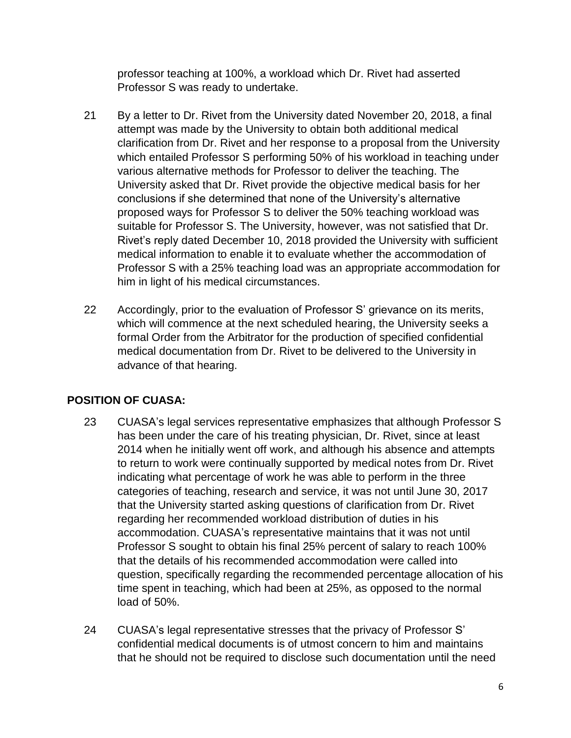professor teaching at 100%, a workload which Dr. Rivet had asserted Professor S was ready to undertake.

21 By a letter to Dr. Rivet from the University dated November 20, 2018, a final attempt was made by the University to obtain both additional medical clarification from Dr. Rivet and her response to a proposal from the University which entailed Professor S performing 50% of his workload in teaching under various alternative methods for Professor to deliver the teaching. The University asked that Dr. Rivet provide the objective medical basis for her conclusions if she determined that none of the University's alternative proposed ways for Professor S to deliver the 50% teaching workload was suitable for Professor S. The University, however, was not satisfied that Dr. Rivet's reply dated December 10, 2018 provided the University with sufficient medical information to enable it to evaluate whether the accommodation of Professor S with a 25% teaching load was an appropriate accommodation for him in light of his medical circumstances.

22 Accordingly, prior to the evaluation of Professor S' grievance on its merits, which will commence at the next scheduled hearing, the University seeks a formal Order from the Arbitrator for the production of specified confidential medical documentation from Dr. Rivet to be delivered to the University in advance of that hearing.

## POSITION OF CUASA:

23 CUASA's legal services representative emphasizes that although Professor S has been under the care of his treating physician, Dr. Rivet, since at least 2014 when he initially went off work, and although his absence and attempts to return to work were continually supported by medical notes from Dr. Rivet indicating what percentage of work he was able to perform in the three categories of teaching, research and service, it was not until June 30, 2017 that the University started asking questions of clarification from Dr. Rivet regarding her recommended workload distribution of duties in his accommodation. CUASA's representative maintains that it was not until Professor S sought to obtain his final 25% percent of salary to reach 100% that the details of his recommended accommodation were called into question, specifically regarding the recommended percentage allocation of his time spent in teaching, which had been at 25%, as opposed to the normal load of 50%.

24 CUASA's legal representative stresses that the privacy of Professor S' confidential medical documents is of utmost concern to him and maintains that he should not be required to disclose such documentation until the need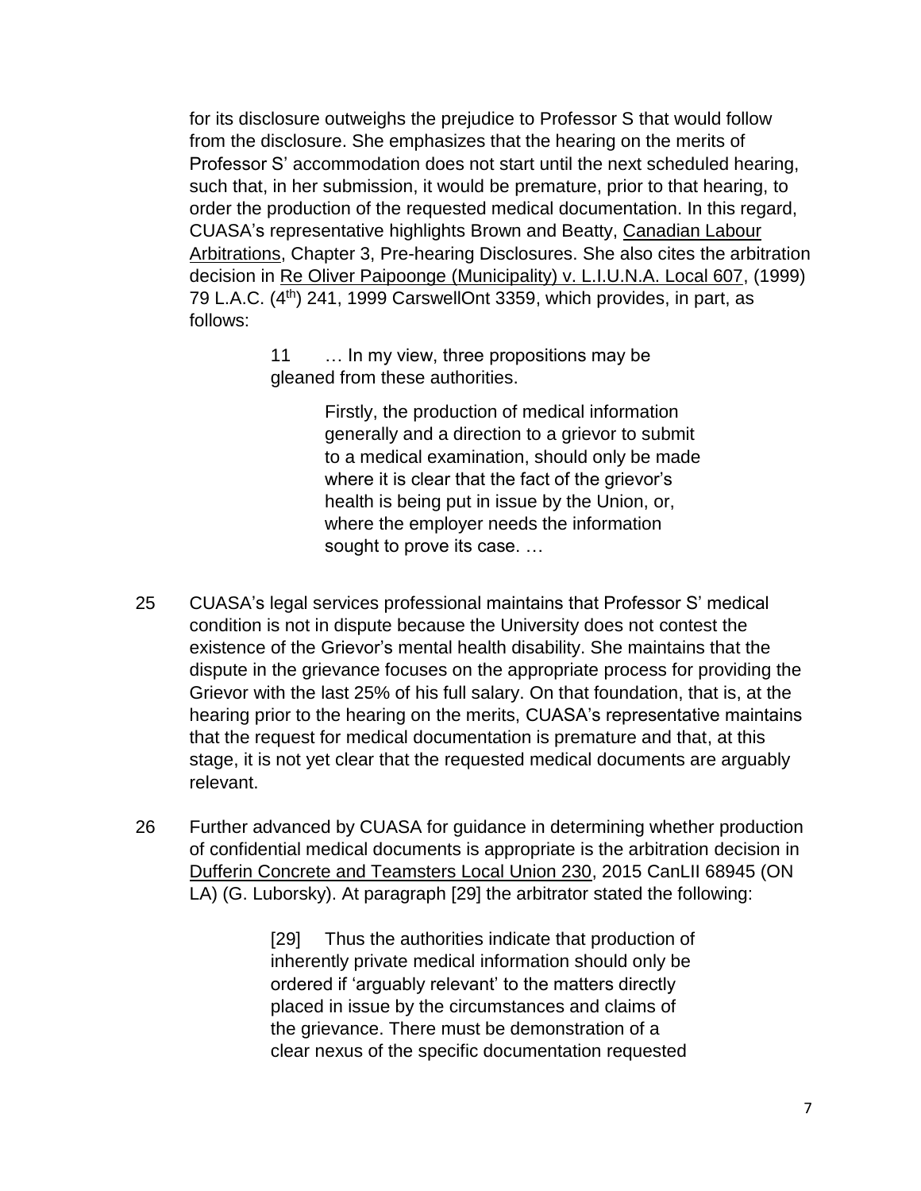for its disclosure outweighs the prejudice to Professor S that would follow from the disclosure. She emphasizes that the hearing on the merits of Professor S' accommodation does not start until the next scheduled hearing, such that, in her submission, it would be premature, prior to that hearing, to order the production of the requested medical documentation. In this regard, CUASA's representative highlights Brown and Beatty, Canadian Labour Arbitrations, Chapter 3, Pre-hearing Disclosures. She also cites the arbitration decision in Re Oliver Paipoonge (Municipality) v. L.I.U.N.A. Local 607, (1999) 79 L.A.C. (4th) 241, 1999 CarswellOnt 3359, which provides, in part, as follows:

> 11 … In my view, three propositions may be gleaned from these authorities.
>
> > Firstly, the production of medical information generally and a direction to a grievor to submit to a medical examination, should only be made where it is clear that the fact of the grievor's health is being put in issue by the Union, or, where the employer needs the information sought to prove its case. …

25 CUASA's legal services professional maintains that Professor S' medical condition is not in dispute because the University does not contest the existence of the Grievor's mental health disability. She maintains that the dispute in the grievance focuses on the appropriate process for providing the Grievor with the last 25% of his full salary. On that foundation, that is, at the hearing prior to the hearing on the merits, CUASA's representative maintains that the request for medical documentation is premature and that, at this stage, it is not yet clear that the requested medical documents are arguably relevant.

26 Further advanced by CUASA for guidance in determining whether production of confidential medical documents is appropriate is the arbitration decision in Dufferin Concrete and Teamsters Local Union 230, 2015 CanLII 68945 (ON LA) (G. Luborsky). At paragraph [29] the arbitrator stated the following:

> [29] Thus the authorities indicate that production of inherently private medical information should only be ordered if 'arguably relevant' to the matters directly placed in issue by the circumstances and claims of the grievance. There must be demonstration of a clear nexus of the specific documentation requested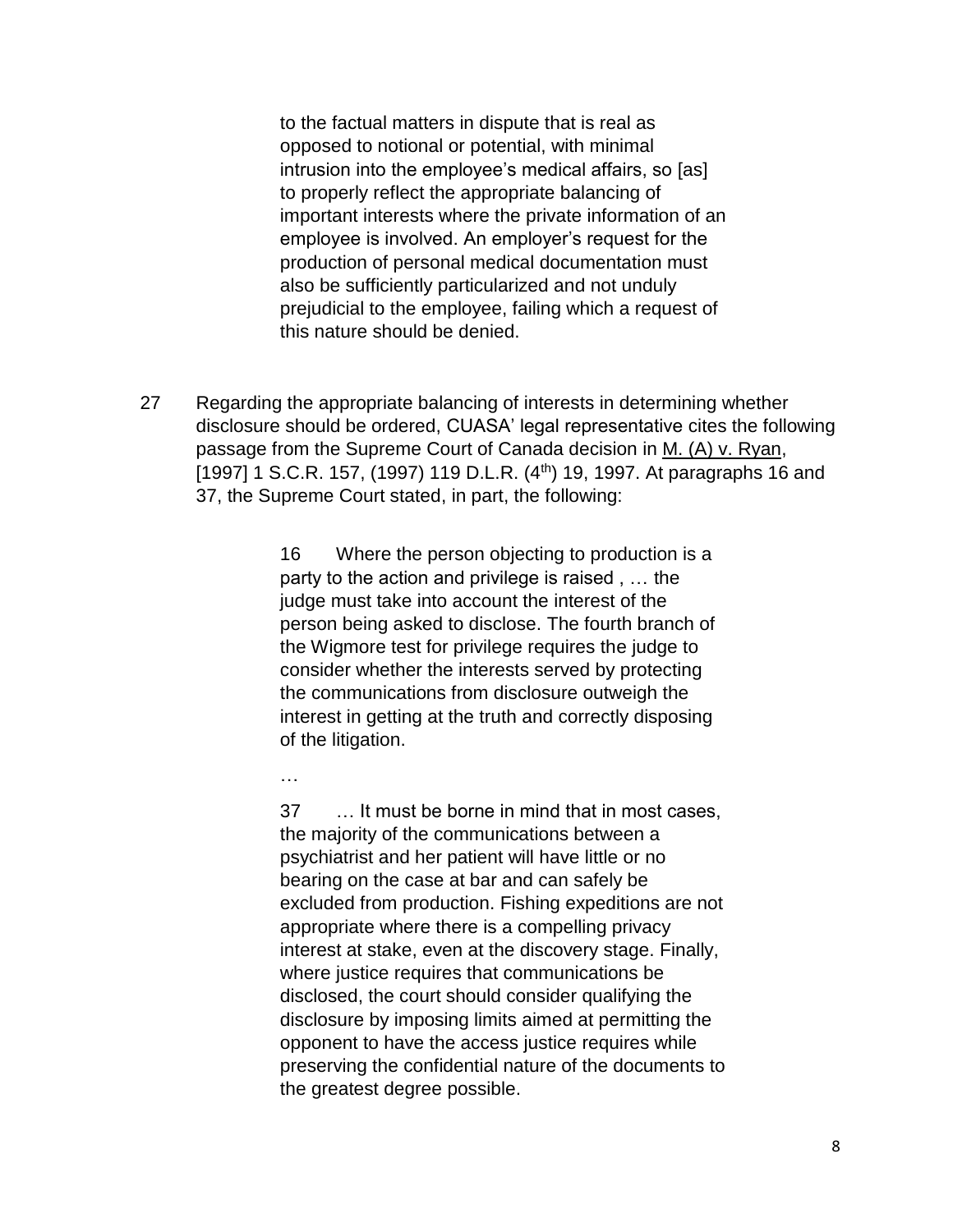> to the factual matters in dispute that is real as opposed to notional or potential, with minimal intrusion into the employee's medical affairs, so [as] to properly reflect the appropriate balancing of important interests where the private information of an employee is involved. An employer's request for the production of personal medical documentation must also be sufficiently particularized and not unduly prejudicial to the employee, failing which a request of this nature should be denied.

27 Regarding the appropriate balancing of interests in determining whether disclosure should be ordered, CUASA' legal representative cites the following passage from the Supreme Court of Canada decision in M. (A) v. Ryan, [1997] 1 S.C.R. 157, (1997) 119 D.L.R. (4th) 19, 1997. At paragraphs 16 and 37, the Supreme Court stated, in part, the following:

> 16 Where the person objecting to production is a party to the action and privilege is raised , … the judge must take into account the interest of the person being asked to disclose. The fourth branch of the Wigmore test for privilege requires the judge to consider whether the interests served by protecting the communications from disclosure outweigh the interest in getting at the truth and correctly disposing of the litigation.
>
> …
>
> 37 … It must be borne in mind that in most cases, the majority of the communications between a psychiatrist and her patient will have little or no bearing on the case at bar and can safely be excluded from production. Fishing expeditions are not appropriate where there is a compelling privacy interest at stake, even at the discovery stage. Finally, where justice requires that communications be disclosed, the court should consider qualifying the disclosure by imposing limits aimed at permitting the opponent to have the access justice requires while preserving the confidential nature of the documents to the greatest degree possible.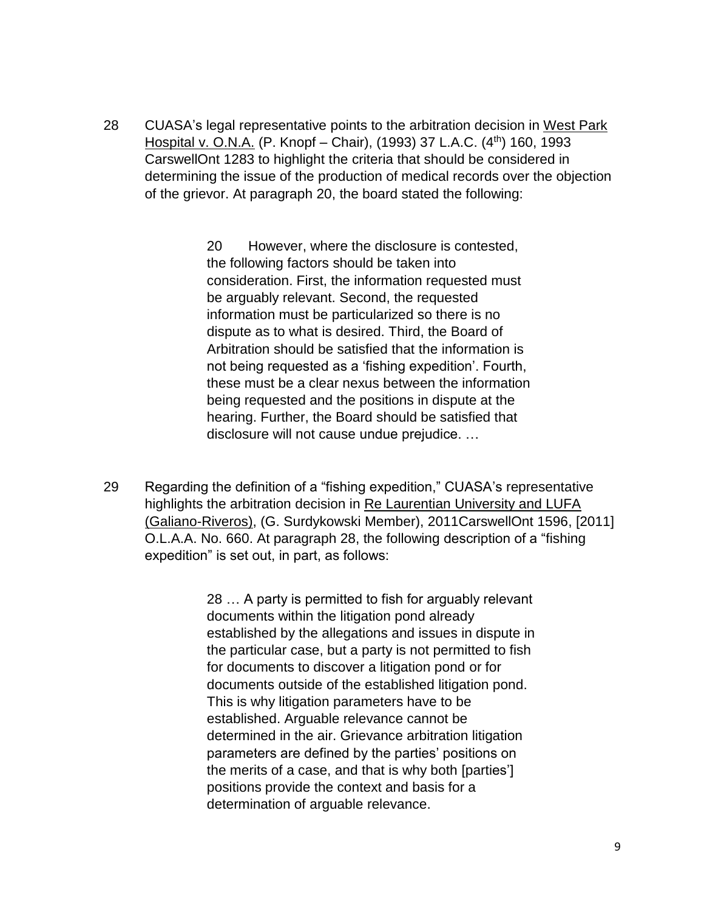28 CUASA's legal representative points to the arbitration decision in West Park Hospital v. O.N.A. (P. Knopf – Chair), (1993) 37 L.A.C. (4th) 160, 1993 CarswellOnt 1283 to highlight the criteria that should be considered in determining the issue of the production of medical records over the objection of the grievor. At paragraph 20, the board stated the following:

> 20 However, where the disclosure is contested, the following factors should be taken into consideration. First, the information requested must be arguably relevant. Second, the requested information must be particularized so there is no dispute as to what is desired. Third, the Board of Arbitration should be satisfied that the information is not being requested as a 'fishing expedition'. Fourth, these must be a clear nexus between the information being requested and the positions in dispute at the hearing. Further, the Board should be satisfied that disclosure will not cause undue prejudice. …

29 Regarding the definition of a "fishing expedition," CUASA's representative highlights the arbitration decision in Re Laurentian University and LUFA (Galiano-Riveros), (G. Surdykowski Member), 2011CarswellOnt 1596, [2011] O.L.A.A. No. 660. At paragraph 28, the following description of a "fishing expedition" is set out, in part, as follows:

> 28 … A party is permitted to fish for arguably relevant documents within the litigation pond already established by the allegations and issues in dispute in the particular case, but a party is not permitted to fish for documents to discover a litigation pond or for documents outside of the established litigation pond. This is why litigation parameters have to be established. Arguable relevance cannot be determined in the air. Grievance arbitration litigation parameters are defined by the parties' positions on the merits of a case, and that is why both [parties'] positions provide the context and basis for a determination of arguable relevance.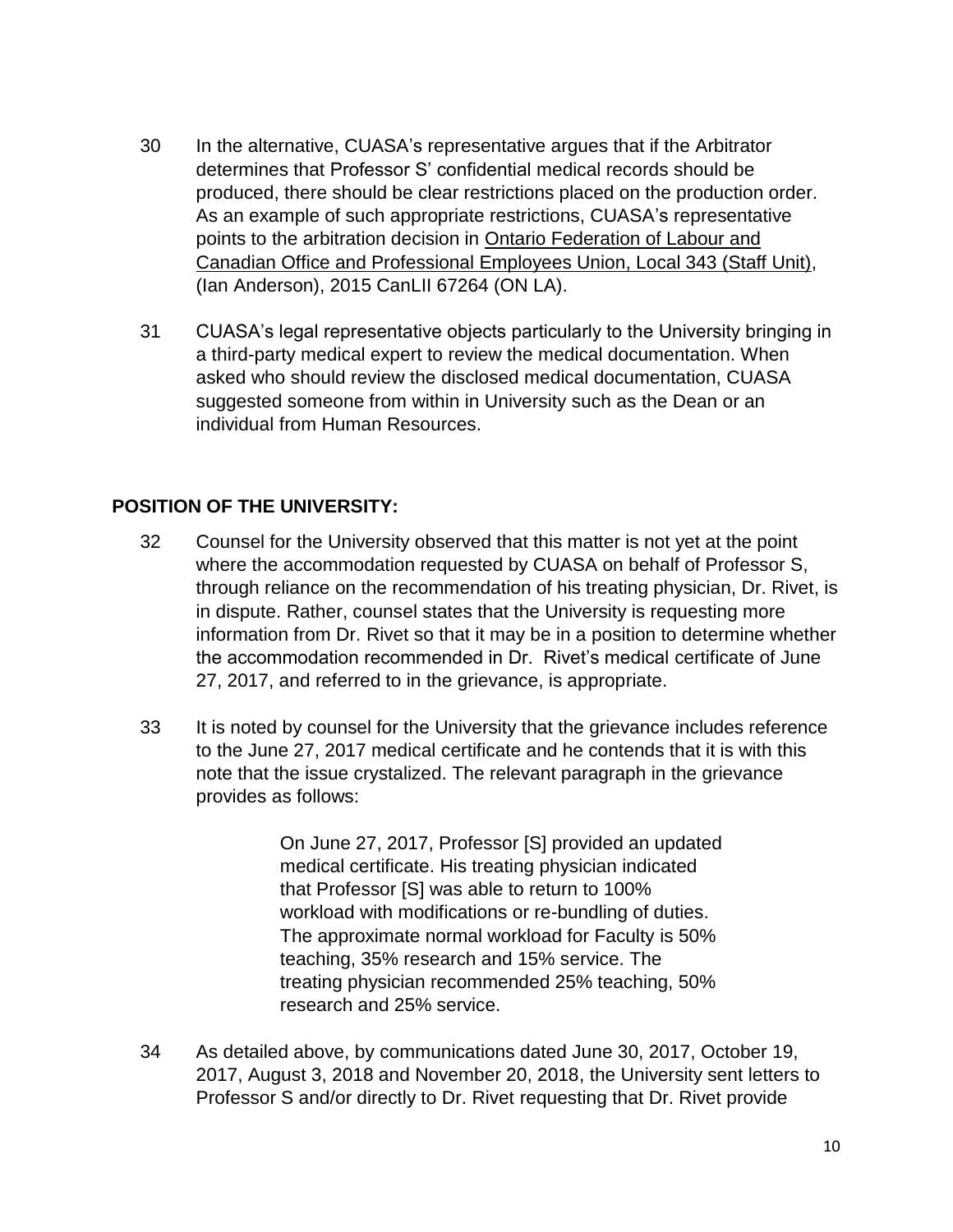30 In the alternative, CUASA's representative argues that if the Arbitrator determines that Professor S' confidential medical records should be produced, there should be clear restrictions placed on the production order. As an example of such appropriate restrictions, CUASA's representative points to the arbitration decision in Ontario Federation of Labour and Canadian Office and Professional Employees Union, Local 343 (Staff Unit), (Ian Anderson), 2015 CanLII 67264 (ON LA).

31 CUASA's legal representative objects particularly to the University bringing in a third-party medical expert to review the medical documentation. When asked who should review the disclosed medical documentation, CUASA suggested someone from within in University such as the Dean or an individual from Human Resources.

## POSITION OF THE UNIVERSITY:

32 Counsel for the University observed that this matter is not yet at the point where the accommodation requested by CUASA on behalf of Professor S, through reliance on the recommendation of his treating physician, Dr. Rivet, is in dispute. Rather, counsel states that the University is requesting more information from Dr. Rivet so that it may be in a position to determine whether the accommodation recommended in Dr. Rivet's medical certificate of June 27, 2017, and referred to in the grievance, is appropriate.

33 It is noted by counsel for the University that the grievance includes reference to the June 27, 2017 medical certificate and he contends that it is with this note that the issue crystalized. The relevant paragraph in the grievance provides as follows:

> On June 27, 2017, Professor [S] provided an updated medical certificate. His treating physician indicated that Professor [S] was able to return to 100% workload with modifications or re-bundling of duties. The approximate normal workload for Faculty is 50% teaching, 35% research and 15% service. The treating physician recommended 25% teaching, 50% research and 25% service.

34 As detailed above, by communications dated June 30, 2017, October 19, 2017, August 3, 2018 and November 20, 2018, the University sent letters to Professor S and/or directly to Dr. Rivet requesting that Dr. Rivet provide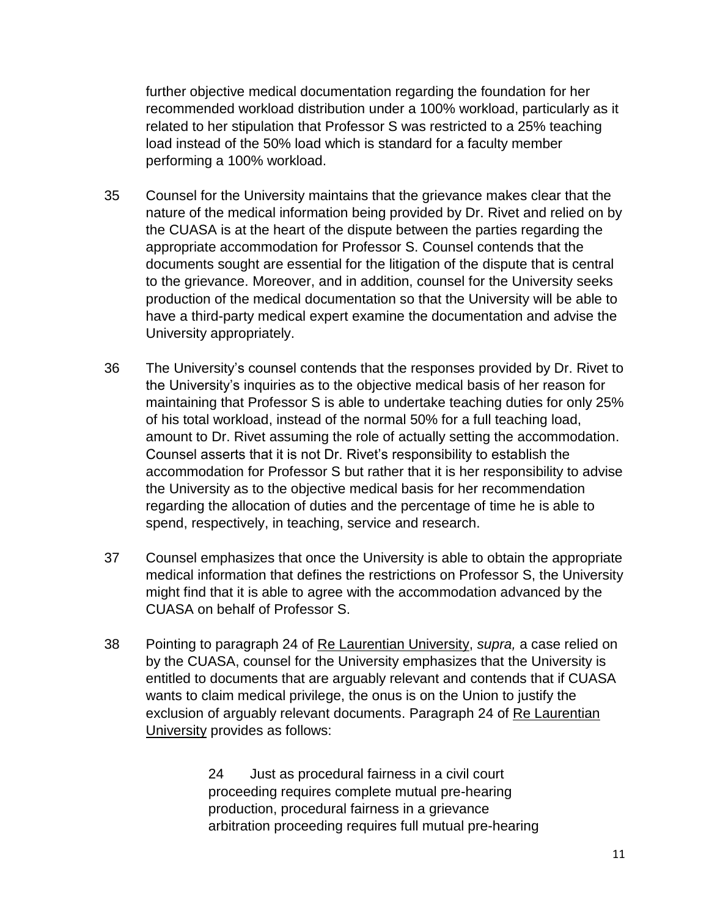further objective medical documentation regarding the foundation for her recommended workload distribution under a 100% workload, particularly as it related to her stipulation that Professor S was restricted to a 25% teaching load instead of the 50% load which is standard for a faculty member performing a 100% workload.

35 Counsel for the University maintains that the grievance makes clear that the nature of the medical information being provided by Dr. Rivet and relied on by the CUASA is at the heart of the dispute between the parties regarding the appropriate accommodation for Professor S. Counsel contends that the documents sought are essential for the litigation of the dispute that is central to the grievance. Moreover, and in addition, counsel for the University seeks production of the medical documentation so that the University will be able to have a third-party medical expert examine the documentation and advise the University appropriately.

36 The University's counsel contends that the responses provided by Dr. Rivet to the University's inquiries as to the objective medical basis of her reason for maintaining that Professor S is able to undertake teaching duties for only 25% of his total workload, instead of the normal 50% for a full teaching load, amount to Dr. Rivet assuming the role of actually setting the accommodation. Counsel asserts that it is not Dr. Rivet's responsibility to establish the accommodation for Professor S but rather that it is her responsibility to advise the University as to the objective medical basis for her recommendation regarding the allocation of duties and the percentage of time he is able to spend, respectively, in teaching, service and research.

37 Counsel emphasizes that once the University is able to obtain the appropriate medical information that defines the restrictions on Professor S, the University might find that it is able to agree with the accommodation advanced by the CUASA on behalf of Professor S.

38 Pointing to paragraph 24 of Re Laurentian University, *supra,* a case relied on by the CUASA, counsel for the University emphasizes that the University is entitled to documents that are arguably relevant and contends that if CUASA wants to claim medical privilege, the onus is on the Union to justify the exclusion of arguably relevant documents. Paragraph 24 of Re Laurentian University provides as follows:

> 24 Just as procedural fairness in a civil court proceeding requires complete mutual pre-hearing production, procedural fairness in a grievance arbitration proceeding requires full mutual pre-hearing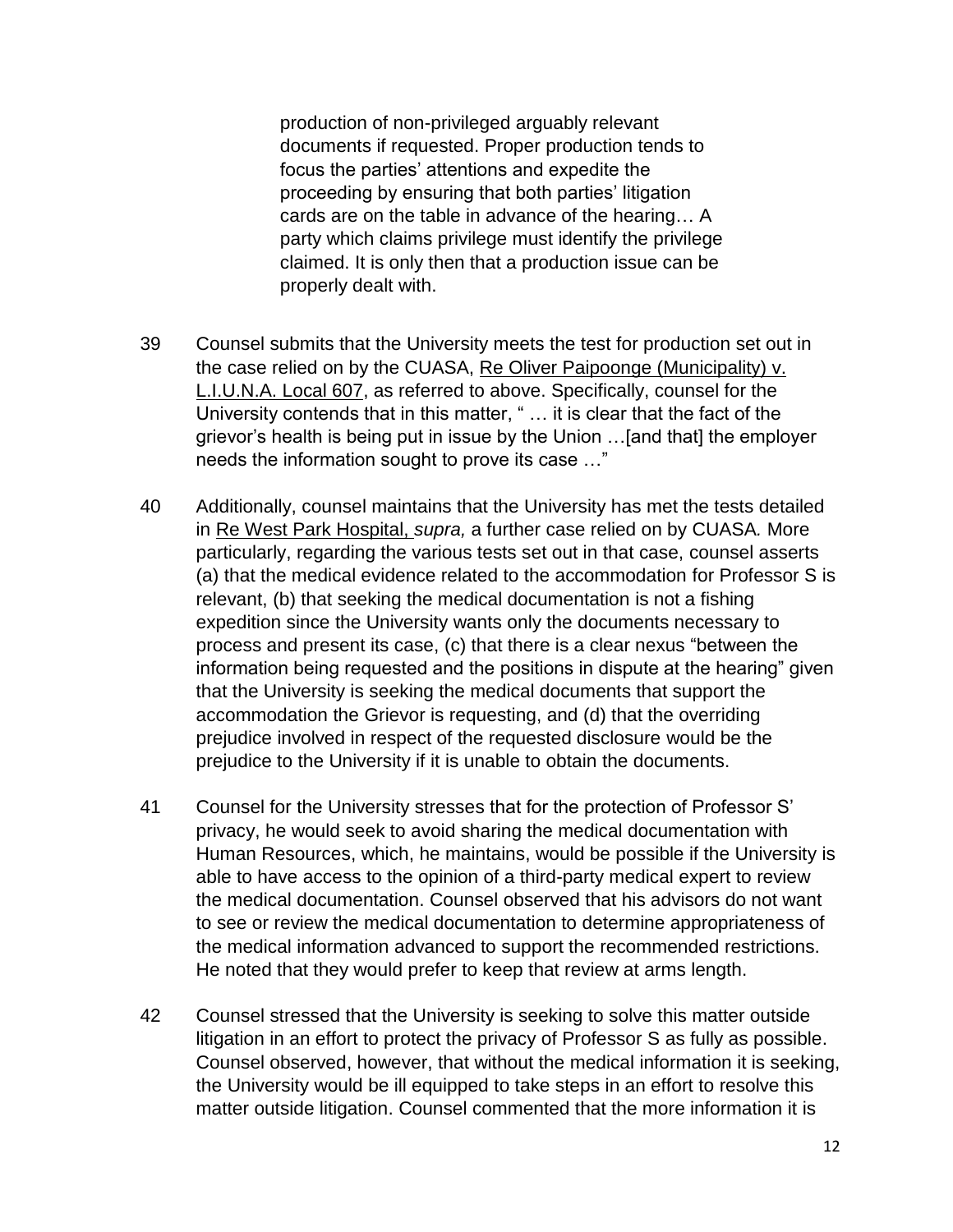> production of non-privileged arguably relevant documents if requested. Proper production tends to focus the parties' attentions and expedite the proceeding by ensuring that both parties' litigation cards are on the table in advance of the hearing… A party which claims privilege must identify the privilege claimed. It is only then that a production issue can be properly dealt with.

39 Counsel submits that the University meets the test for production set out in the case relied on by the CUASA, Re Oliver Paipoonge (Municipality) v. L.I.U.N.A. Local 607, as referred to above. Specifically, counsel for the University contends that in this matter, " … it is clear that the fact of the grievor's health is being put in issue by the Union …[and that] the employer needs the information sought to prove its case …"

40 Additionally, counsel maintains that the University has met the tests detailed in Re West Park Hospital, *supra,* a further case relied on by CUASA. More particularly, regarding the various tests set out in that case, counsel asserts (a) that the medical evidence related to the accommodation for Professor S is relevant, (b) that seeking the medical documentation is not a fishing expedition since the University wants only the documents necessary to process and present its case, (c) that there is a clear nexus "between the information being requested and the positions in dispute at the hearing" given that the University is seeking the medical documents that support the accommodation the Grievor is requesting, and (d) that the overriding prejudice involved in respect of the requested disclosure would be the prejudice to the University if it is unable to obtain the documents.

41 Counsel for the University stresses that for the protection of Professor S' privacy, he would seek to avoid sharing the medical documentation with Human Resources, which, he maintains, would be possible if the University is able to have access to the opinion of a third-party medical expert to review the medical documentation. Counsel observed that his advisors do not want to see or review the medical documentation to determine appropriateness of the medical information advanced to support the recommended restrictions. He noted that they would prefer to keep that review at arms length.

42 Counsel stressed that the University is seeking to solve this matter outside litigation in an effort to protect the privacy of Professor S as fully as possible. Counsel observed, however, that without the medical information it is seeking, the University would be ill equipped to take steps in an effort to resolve this matter outside litigation. Counsel commented that the more information it is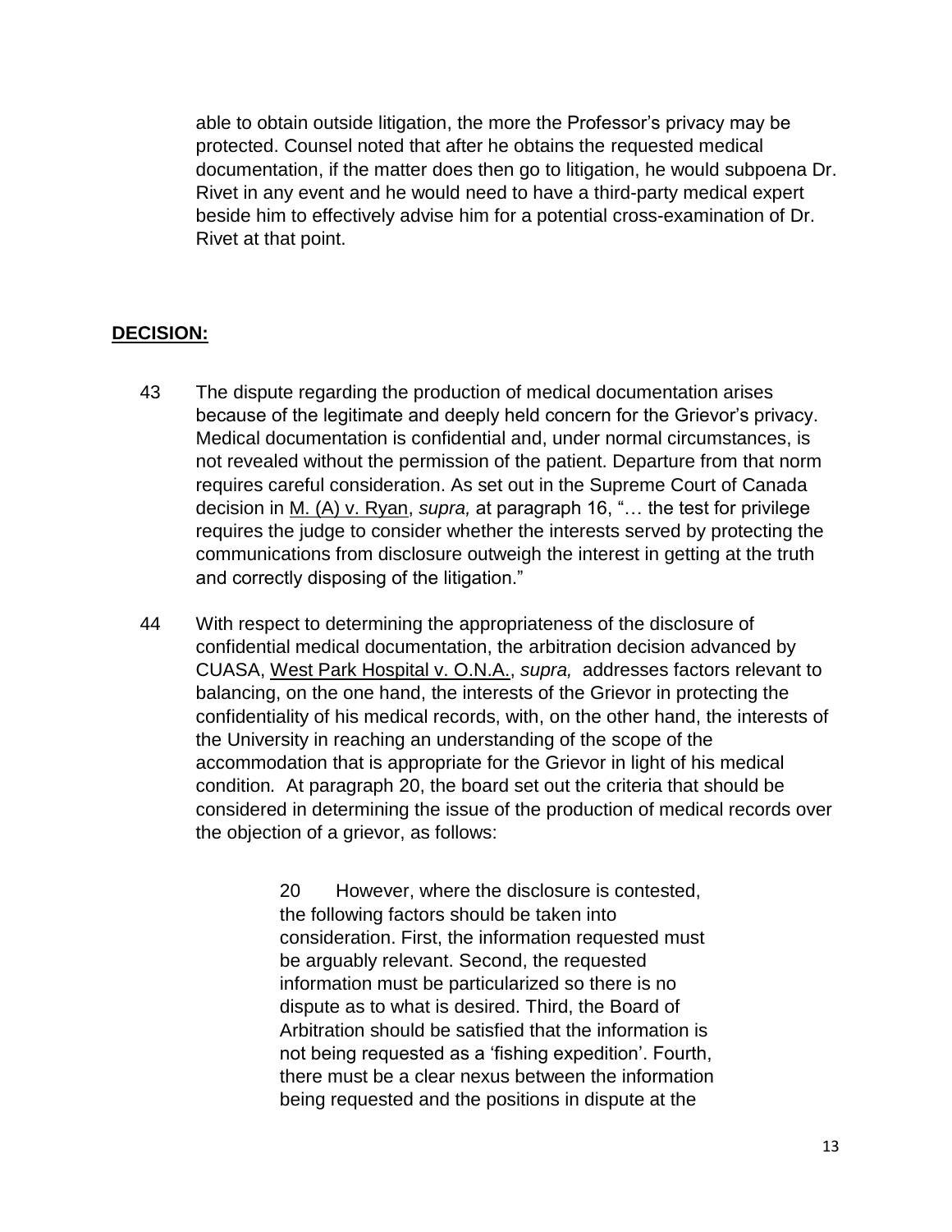able to obtain outside litigation, the more the Professor's privacy may be protected. Counsel noted that after he obtains the requested medical documentation, if the matter does then go to litigation, he would subpoena Dr. Rivet in any event and he would need to have a third-party medical expert beside him to effectively advise him for a potential cross-examination of Dr. Rivet at that point.

## **DECISION:**

43 The dispute regarding the production of medical documentation arises because of the legitimate and deeply held concern for the Grievor's privacy. Medical documentation is confidential and, under normal circumstances, is not revealed without the permission of the patient. Departure from that norm requires careful consideration. As set out in the Supreme Court of Canada decision in M. (A) v. Ryan, *supra,* at paragraph 16, "… the test for privilege requires the judge to consider whether the interests served by protecting the communications from disclosure outweigh the interest in getting at the truth and correctly disposing of the litigation."

44 With respect to determining the appropriateness of the disclosure of confidential medical documentation, the arbitration decision advanced by CUASA, West Park Hospital v. O.N.A., *supra,* addresses factors relevant to balancing, on the one hand, the interests of the Grievor in protecting the confidentiality of his medical records, with, on the other hand, the interests of the University in reaching an understanding of the scope of the accommodation that is appropriate for the Grievor in light of his medical condition. At paragraph 20, the board set out the criteria that should be considered in determining the issue of the production of medical records over the objection of a grievor, as follows:

> 20 However, where the disclosure is contested, the following factors should be taken into consideration. First, the information requested must be arguably relevant. Second, the requested information must be particularized so there is no dispute as to what is desired. Third, the Board of Arbitration should be satisfied that the information is not being requested as a 'fishing expedition'. Fourth, there must be a clear nexus between the information being requested and the positions in dispute at the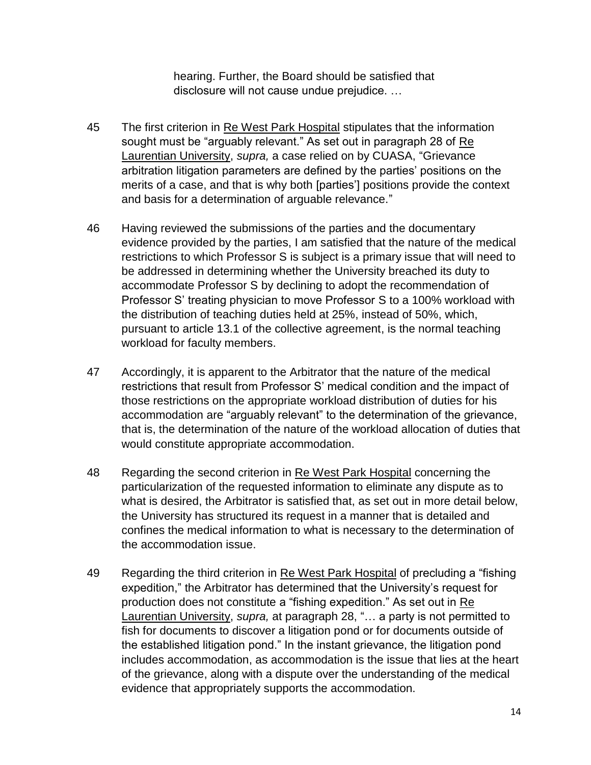> hearing. Further, the Board should be satisfied that disclosure will not cause undue prejudice. …

45 The first criterion in Re West Park Hospital stipulates that the information sought must be "arguably relevant." As set out in paragraph 28 of Re Laurentian University, *supra,* a case relied on by CUASA, "Grievance arbitration litigation parameters are defined by the parties' positions on the merits of a case, and that is why both [parties'] positions provide the context and basis for a determination of arguable relevance."

46 Having reviewed the submissions of the parties and the documentary evidence provided by the parties, I am satisfied that the nature of the medical restrictions to which Professor S is subject is a primary issue that will need to be addressed in determining whether the University breached its duty to accommodate Professor S by declining to adopt the recommendation of Professor S' treating physician to move Professor S to a 100% workload with the distribution of teaching duties held at 25%, instead of 50%, which, pursuant to article 13.1 of the collective agreement, is the normal teaching workload for faculty members.

47 Accordingly, it is apparent to the Arbitrator that the nature of the medical restrictions that result from Professor S' medical condition and the impact of those restrictions on the appropriate workload distribution of duties for his accommodation are "arguably relevant" to the determination of the grievance, that is, the determination of the nature of the workload allocation of duties that would constitute appropriate accommodation.

48 Regarding the second criterion in Re West Park Hospital concerning the particularization of the requested information to eliminate any dispute as to what is desired, the Arbitrator is satisfied that, as set out in more detail below, the University has structured its request in a manner that is detailed and confines the medical information to what is necessary to the determination of the accommodation issue.

49 Regarding the third criterion in Re West Park Hospital of precluding a "fishing expedition," the Arbitrator has determined that the University's request for production does not constitute a "fishing expedition." As set out in Re Laurentian University, *supra,* at paragraph 28, "… a party is not permitted to fish for documents to discover a litigation pond or for documents outside of the established litigation pond." In the instant grievance, the litigation pond includes accommodation, as accommodation is the issue that lies at the heart of the grievance, along with a dispute over the understanding of the medical evidence that appropriately supports the accommodation.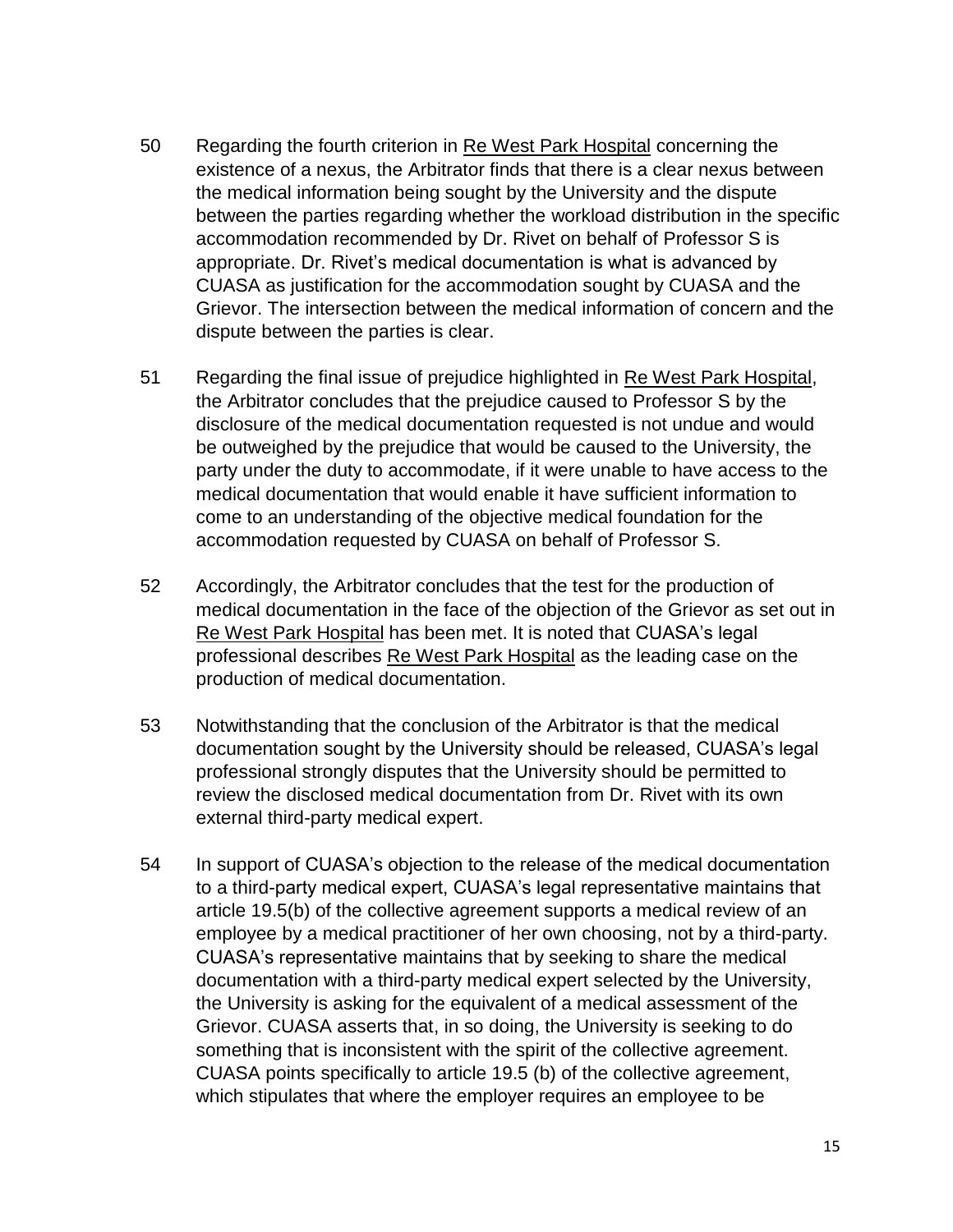50 Regarding the fourth criterion in Re West Park Hospital concerning the existence of a nexus, the Arbitrator finds that there is a clear nexus between the medical information being sought by the University and the dispute between the parties regarding whether the workload distribution in the specific accommodation recommended by Dr. Rivet on behalf of Professor S is appropriate. Dr. Rivet's medical documentation is what is advanced by CUASA as justification for the accommodation sought by CUASA and the Grievor. The intersection between the medical information of concern and the dispute between the parties is clear.

51 Regarding the final issue of prejudice highlighted in Re West Park Hospital, the Arbitrator concludes that the prejudice caused to Professor S by the disclosure of the medical documentation requested is not undue and would be outweighed by the prejudice that would be caused to the University, the party under the duty to accommodate, if it were unable to have access to the medical documentation that would enable it have sufficient information to come to an understanding of the objective medical foundation for the accommodation requested by CUASA on behalf of Professor S.

52 Accordingly, the Arbitrator concludes that the test for the production of medical documentation in the face of the objection of the Grievor as set out in Re West Park Hospital has been met. It is noted that CUASA's legal professional describes Re West Park Hospital as the leading case on the production of medical documentation.

53 Notwithstanding that the conclusion of the Arbitrator is that the medical documentation sought by the University should be released, CUASA's legal professional strongly disputes that the University should be permitted to review the disclosed medical documentation from Dr. Rivet with its own external third-party medical expert.

54 In support of CUASA's objection to the release of the medical documentation to a third-party medical expert, CUASA's legal representative maintains that article 19.5(b) of the collective agreement supports a medical review of an employee by a medical practitioner of her own choosing, not by a third-party. CUASA's representative maintains that by seeking to share the medical documentation with a third-party medical expert selected by the University, the University is asking for the equivalent of a medical assessment of the Grievor. CUASA asserts that, in so doing, the University is seeking to do something that is inconsistent with the spirit of the collective agreement. CUASA points specifically to article 19.5 (b) of the collective agreement, which stipulates that where the employer requires an employee to be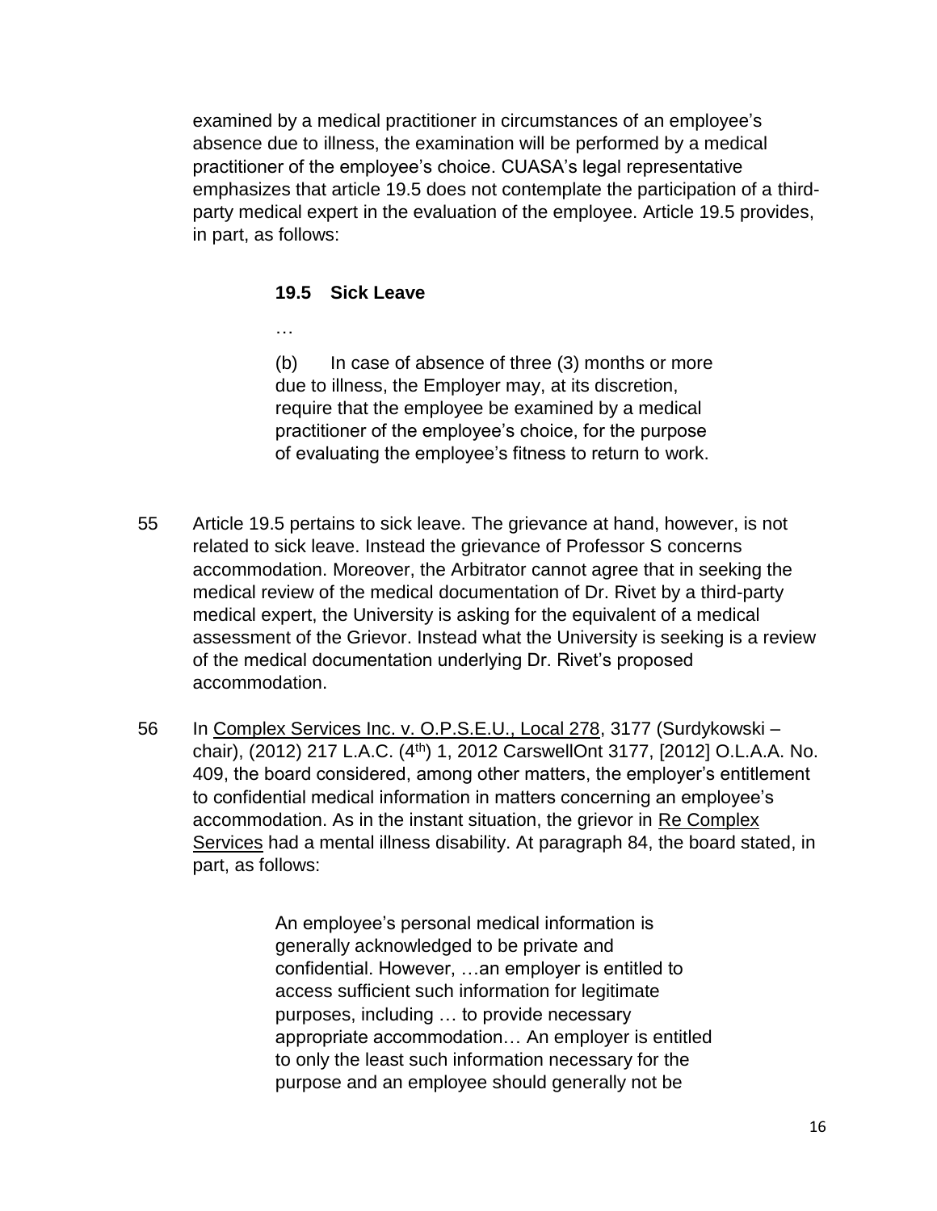examined by a medical practitioner in circumstances of an employee's absence due to illness, the examination will be performed by a medical practitioner of the employee's choice. CUASA's legal representative emphasizes that article 19.5 does not contemplate the participation of a third-party medical expert in the evaluation of the employee. Article 19.5 provides, in part, as follows:

> **19.5 Sick Leave**
>
> …
>
> (b) In case of absence of three (3) months or more due to illness, the Employer may, at its discretion, require that the employee be examined by a medical practitioner of the employee's choice, for the purpose of evaluating the employee's fitness to return to work.

55 Article 19.5 pertains to sick leave. The grievance at hand, however, is not related to sick leave. Instead the grievance of Professor S concerns accommodation. Moreover, the Arbitrator cannot agree that in seeking the medical review of the medical documentation of Dr. Rivet by a third-party medical expert, the University is asking for the equivalent of a medical assessment of the Grievor. Instead what the University is seeking is a review of the medical documentation underlying Dr. Rivet's proposed accommodation.

56 In Complex Services Inc. v. O.P.S.E.U., Local 278, 3177 (Surdykowski – chair), (2012) 217 L.A.C. (4th) 1, 2012 CarswellOnt 3177, [2012] O.L.A.A. No. 409, the board considered, among other matters, the employer's entitlement to confidential medical information in matters concerning an employee's accommodation. As in the instant situation, the grievor in Re Complex Services had a mental illness disability. At paragraph 84, the board stated, in part, as follows:

> An employee's personal medical information is generally acknowledged to be private and confidential. However, …an employer is entitled to access sufficient such information for legitimate purposes, including … to provide necessary appropriate accommodation… An employer is entitled to only the least such information necessary for the purpose and an employee should generally not be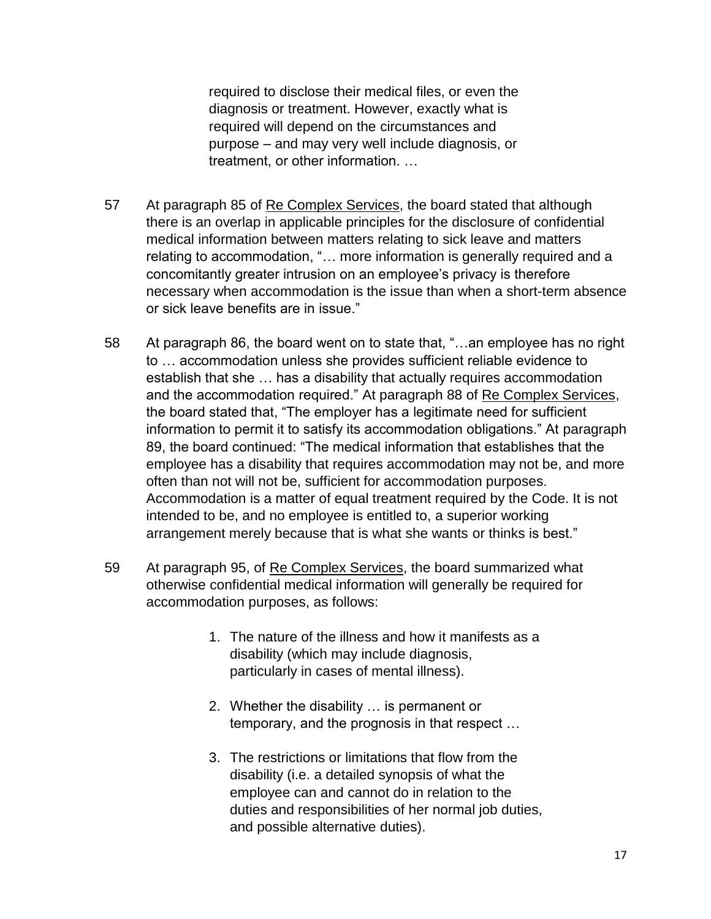> required to disclose their medical files, or even the diagnosis or treatment. However, exactly what is required will depend on the circumstances and purpose – and may very well include diagnosis, or treatment, or other information. …

57 At paragraph 85 of Re Complex Services, the board stated that although there is an overlap in applicable principles for the disclosure of confidential medical information between matters relating to sick leave and matters relating to accommodation, "… more information is generally required and a concomitantly greater intrusion on an employee's privacy is therefore necessary when accommodation is the issue than when a short-term absence or sick leave benefits are in issue."

58 At paragraph 86, the board went on to state that, "…an employee has no right to … accommodation unless she provides sufficient reliable evidence to establish that she … has a disability that actually requires accommodation and the accommodation required." At paragraph 88 of Re Complex Services, the board stated that, "The employer has a legitimate need for sufficient information to permit it to satisfy its accommodation obligations." At paragraph 89, the board continued: "The medical information that establishes that the employee has a disability that requires accommodation may not be, and more often than not will not be, sufficient for accommodation purposes. Accommodation is a matter of equal treatment required by the Code. It is not intended to be, and no employee is entitled to, a superior working arrangement merely because that is what she wants or thinks is best."

59 At paragraph 95, of Re Complex Services, the board summarized what otherwise confidential medical information will generally be required for accommodation purposes, as follows:

> 1. The nature of the illness and how it manifests as a disability (which may include diagnosis, particularly in cases of mental illness).
>
> 2. Whether the disability … is permanent or temporary, and the prognosis in that respect …
>
> 3. The restrictions or limitations that flow from the disability (i.e. a detailed synopsis of what the employee can and cannot do in relation to the duties and responsibilities of her normal job duties, and possible alternative duties).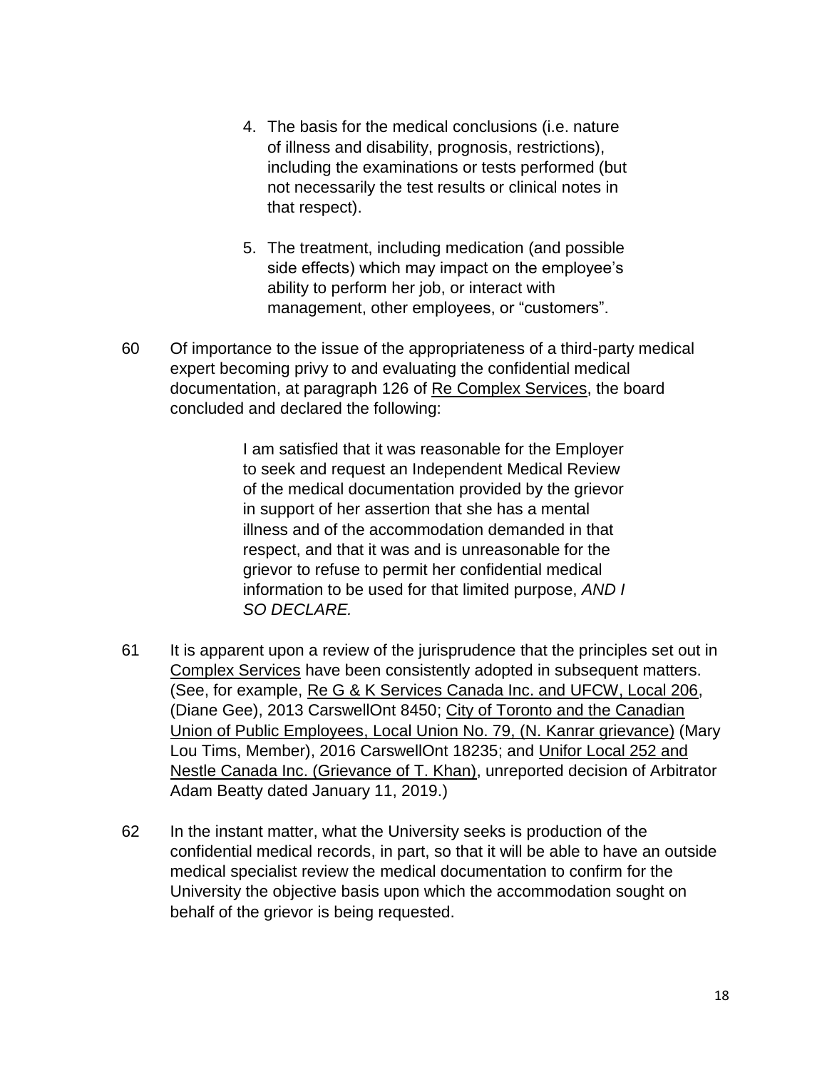4. The basis for the medical conclusions (i.e. nature of illness and disability, prognosis, restrictions), including the examinations or tests performed (but not necessarily the test results or clinical notes in that respect).

5. The treatment, including medication (and possible side effects) which may impact on the employee's ability to perform her job, or interact with management, other employees, or "customers".

60 Of importance to the issue of the appropriateness of a third-party medical expert becoming privy to and evaluating the confidential medical documentation, at paragraph 126 of Re Complex Services, the board concluded and declared the following:

> I am satisfied that it was reasonable for the Employer to seek and request an Independent Medical Review of the medical documentation provided by the grievor in support of her assertion that she has a mental illness and of the accommodation demanded in that respect, and that it was and is unreasonable for the grievor to refuse to permit her confidential medical information to be used for that limited purpose, *AND I SO DECLARE.*

61 It is apparent upon a review of the jurisprudence that the principles set out in Complex Services have been consistently adopted in subsequent matters. (See, for example, Re G & K Services Canada Inc. and UFCW, Local 206, (Diane Gee), 2013 CarswellOnt 8450; City of Toronto and the Canadian Union of Public Employees, Local Union No. 79, (N. Kanrar grievance) (Mary Lou Tims, Member), 2016 CarswellOnt 18235; and Unifor Local 252 and Nestle Canada Inc. (Grievance of T. Khan), unreported decision of Arbitrator Adam Beatty dated January 11, 2019.)

62 In the instant matter, what the University seeks is production of the confidential medical records, in part, so that it will be able to have an outside medical specialist review the medical documentation to confirm for the University the objective basis upon which the accommodation sought on behalf of the grievor is being requested.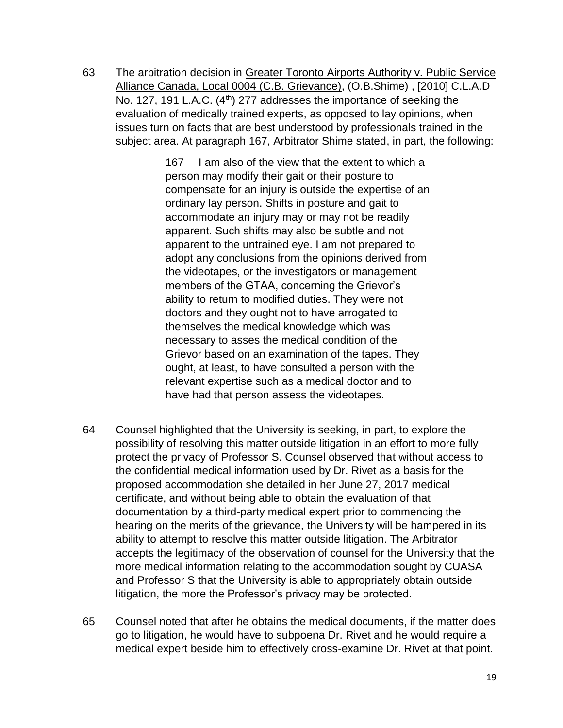63 The arbitration decision in Greater Toronto Airports Authority v. Public Service Alliance Canada, Local 0004 (C.B. Grievance), (O.B.Shime) , [2010] C.L.A.D No. 127, 191 L.A.C. (4th) 277 addresses the importance of seeking the evaluation of medically trained experts, as opposed to lay opinions, when issues turn on facts that are best understood by professionals trained in the subject area. At paragraph 167, Arbitrator Shime stated, in part, the following:

> 167 I am also of the view that the extent to which a person may modify their gait or their posture to compensate for an injury is outside the expertise of an ordinary lay person. Shifts in posture and gait to accommodate an injury may or may not be readily apparent. Such shifts may also be subtle and not apparent to the untrained eye. I am not prepared to adopt any conclusions from the opinions derived from the videotapes, or the investigators or management members of the GTAA, concerning the Grievor's ability to return to modified duties. They were not doctors and they ought not to have arrogated to themselves the medical knowledge which was necessary to asses the medical condition of the Grievor based on an examination of the tapes. They ought, at least, to have consulted a person with the relevant expertise such as a medical doctor and to have had that person assess the videotapes.

64 Counsel highlighted that the University is seeking, in part, to explore the possibility of resolving this matter outside litigation in an effort to more fully protect the privacy of Professor S. Counsel observed that without access to the confidential medical information used by Dr. Rivet as a basis for the proposed accommodation she detailed in her June 27, 2017 medical certificate, and without being able to obtain the evaluation of that documentation by a third-party medical expert prior to commencing the hearing on the merits of the grievance, the University will be hampered in its ability to attempt to resolve this matter outside litigation. The Arbitrator accepts the legitimacy of the observation of counsel for the University that the more medical information relating to the accommodation sought by CUASA and Professor S that the University is able to appropriately obtain outside litigation, the more the Professor's privacy may be protected.

65 Counsel noted that after he obtains the medical documents, if the matter does go to litigation, he would have to subpoena Dr. Rivet and he would require a medical expert beside him to effectively cross-examine Dr. Rivet at that point.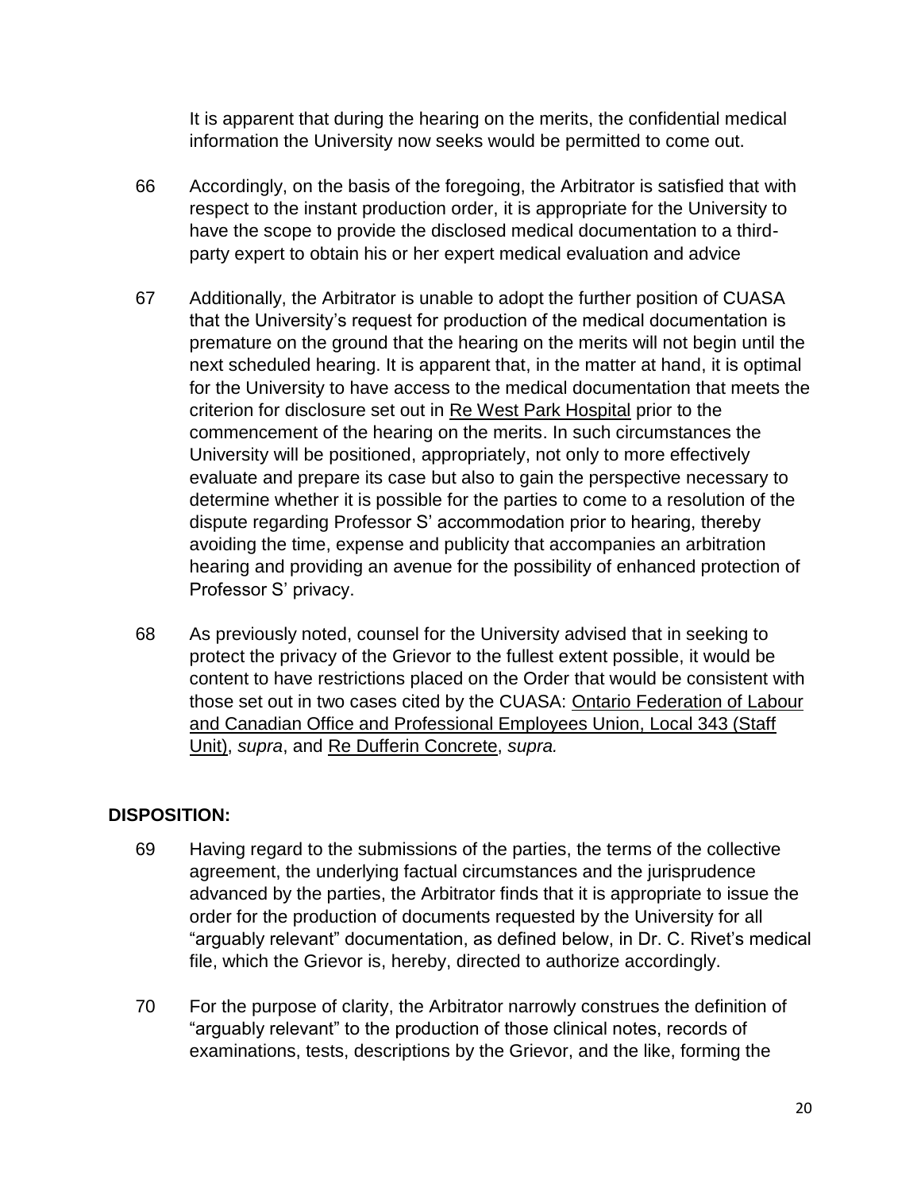It is apparent that during the hearing on the merits, the confidential medical information the University now seeks would be permitted to come out.

66 Accordingly, on the basis of the foregoing, the Arbitrator is satisfied that with respect to the instant production order, it is appropriate for the University to have the scope to provide the disclosed medical documentation to a third-party expert to obtain his or her expert medical evaluation and advice

67 Additionally, the Arbitrator is unable to adopt the further position of CUASA that the University's request for production of the medical documentation is premature on the ground that the hearing on the merits will not begin until the next scheduled hearing. It is apparent that, in the matter at hand, it is optimal for the University to have access to the medical documentation that meets the criterion for disclosure set out in Re West Park Hospital prior to the commencement of the hearing on the merits. In such circumstances the University will be positioned, appropriately, not only to more effectively evaluate and prepare its case but also to gain the perspective necessary to determine whether it is possible for the parties to come to a resolution of the dispute regarding Professor S' accommodation prior to hearing, thereby avoiding the time, expense and publicity that accompanies an arbitration hearing and providing an avenue for the possibility of enhanced protection of Professor S' privacy.

68 As previously noted, counsel for the University advised that in seeking to protect the privacy of the Grievor to the fullest extent possible, it would be content to have restrictions placed on the Order that would be consistent with those set out in two cases cited by the CUASA: Ontario Federation of Labour and Canadian Office and Professional Employees Union, Local 343 (Staff Unit), *supra*, and Re Dufferin Concrete, *supra.*

## DISPOSITION:

69 Having regard to the submissions of the parties, the terms of the collective agreement, the underlying factual circumstances and the jurisprudence advanced by the parties, the Arbitrator finds that it is appropriate to issue the order for the production of documents requested by the University for all "arguably relevant" documentation, as defined below, in Dr. C. Rivet's medical file, which the Grievor is, hereby, directed to authorize accordingly.

70 For the purpose of clarity, the Arbitrator narrowly construes the definition of "arguably relevant" to the production of those clinical notes, records of examinations, tests, descriptions by the Grievor, and the like, forming the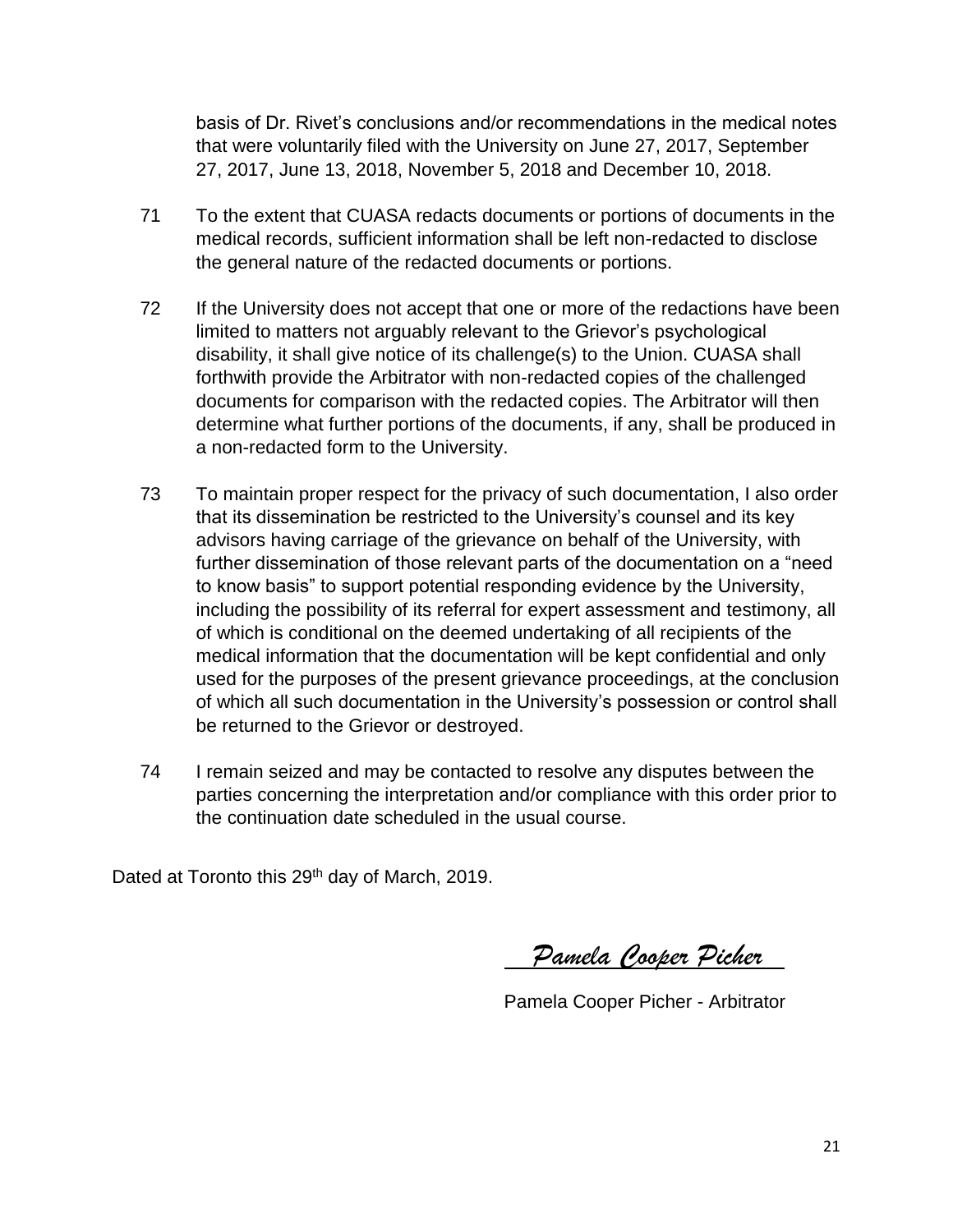basis of Dr. Rivet's conclusions and/or recommendations in the medical notes that were voluntarily filed with the University on June 27, 2017, September 27, 2017, June 13, 2018, November 5, 2018 and December 10, 2018.

71 To the extent that CUASA redacts documents or portions of documents in the medical records, sufficient information shall be left non-redacted to disclose the general nature of the redacted documents or portions.

72 If the University does not accept that one or more of the redactions have been limited to matters not arguably relevant to the Grievor's psychological disability, it shall give notice of its challenge(s) to the Union. CUASA shall forthwith provide the Arbitrator with non-redacted copies of the challenged documents for comparison with the redacted copies. The Arbitrator will then determine what further portions of the documents, if any, shall be produced in a non-redacted form to the University.

73 To maintain proper respect for the privacy of such documentation, I also order that its dissemination be restricted to the University's counsel and its key advisors having carriage of the grievance on behalf of the University, with further dissemination of those relevant parts of the documentation on a "need to know basis" to support potential responding evidence by the University, including the possibility of its referral for expert assessment and testimony, all of which is conditional on the deemed undertaking of all recipients of the medical information that the documentation will be kept confidential and only used for the purposes of the present grievance proceedings, at the conclusion of which all such documentation in the University's possession or control shall be returned to the Grievor or destroyed.

74 I remain seized and may be contacted to resolve any disputes between the parties concerning the interpretation and/or compliance with this order prior to the continuation date scheduled in the usual course.

Dated at Toronto this 29th day of March, 2019.

*Pamela Cooper Picher*

Pamela Cooper Picher - Arbitrator